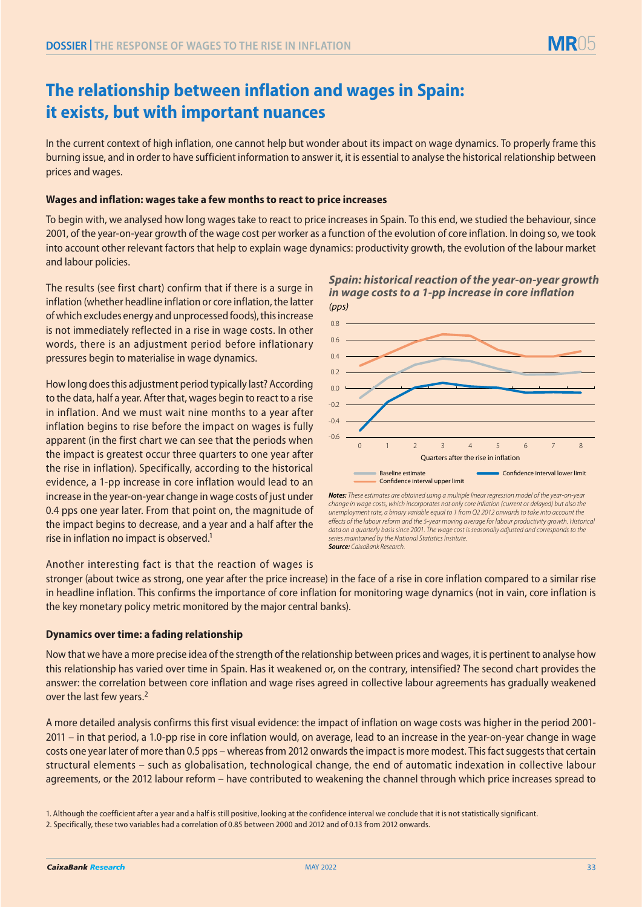# The relationship between inflation and wages in Spain: it exists, but with important nuances

In the current context of high inflation, one cannot help but wonder about its impact on wage dynamics. To properly frame this burning issue, and in order to have sufficient information to answer it, it is essential to analyse the historical relationship between prices and wages.

### Wages and inflation: wages take a few months to react to price increases

To begin with, we analysed how long wages take to react to price increases in Spain. To this end, we studied the behaviour, since 2001, of the year-on-year growth of the wage cost per worker as a function of the evolution of core inflation. In doing so, we took into account other relevant factors that help to explain wage dynamics: productivity growth, the evolution of the labour market and labour policies.

The results (see first chart) confirm that if there is a surge in inflation (whether headline inflation or core inflation, the latter of which excludes energy and unprocessed foods), this increase is not immediately reflected in a rise in wage costs. In other words, there is an adjustment period before inflationary pressures begin to materialise in wage dynamics.

How long does this adjustment period typically last? According to the data, half a year. After that, wages begin to react to a rise in inflation. And we must wait nine months to a year after inflation begins to rise before the impact on wages is fully apparent (in the first chart we can see that the periods when the impact is greatest occur three quarters to one year after the rise in inflation). Specifically, according to the historical evidence, a 1-pp increase in core inflation would lead to an increase in the year-on-year change in wage costs of just under 0.4 pps one year later. From that point on, the magnitude of the impact begins to decrease, and a year and a half after the rise in inflation no impact is observed.[1]

***Spain: historical reaction of the year-on-year growth in wage costs to a 1-pp increase in core inflation***
*(pps)*

0.8
0.6
0.4
0.2
0.0
-0.2
-0.4
-0.6
0 1 2 3 4 5 6 7 8
Quarters after the rise in inflation

Baseline estimate
Confidence interval lower limit
Confidence interval upper limit

***Notes:*** *These estimates are obtained using a multiple linear regression model of the year-on-year change in wage costs, which incorporates not only core inflation (current or delayed) but also the unemployment rate, a binary variable equal to 1 from Q2 2012 onwards to take into account the effects of the labour reform and the 5-year moving average for labour productivity growth. Historical data on a quarterly basis since 2001. The wage cost is seasonally adjusted and corresponds to the series maintained by the National Statistics Institute.*
***Source:*** *CaixaBank Research.*

Another interesting fact is that the reaction of wages is stronger (about twice as strong, one year after the price increase) in the face of a rise in core inflation compared to a similar rise in headline inflation. This confirms the importance of core inflation for monitoring wage dynamics (not in vain, core inflation is the key monetary policy metric monitored by the major central banks).

### Dynamics over time: a fading relationship

Now that we have a more precise idea of the strength of the relationship between prices and wages, it is pertinent to analyse how this relationship has varied over time in Spain. Has it weakened or, on the contrary, intensified? The second chart provides the answer: the correlation between core inflation and wage rises agreed in collective labour agreements has gradually weakened over the last few years.[2]

A more detailed analysis confirms this first visual evidence: the impact of inflation on wage costs was higher in the period 2001-2011 – in that period, a 1.0-pp rise in core inflation would, on average, lead to an increase in the year-on-year change in wage costs one year later of more than 0.5 pps – whereas from 2012 onwards the impact is more modest. This fact suggests that certain structural elements – such as globalisation, technological change, the end of automatic indexation in collective labour agreements, or the 2012 labour reform – have contributed to weakening the channel through which price increases spread to

1. Although the coefficient after a year and a half is still positive, looking at the confidence interval we conclude that it is not statistically significant.
2. Specifically, these two variables had a correlation of 0.85 between 2000 and 2012 and of 0.13 from 2012 onwards.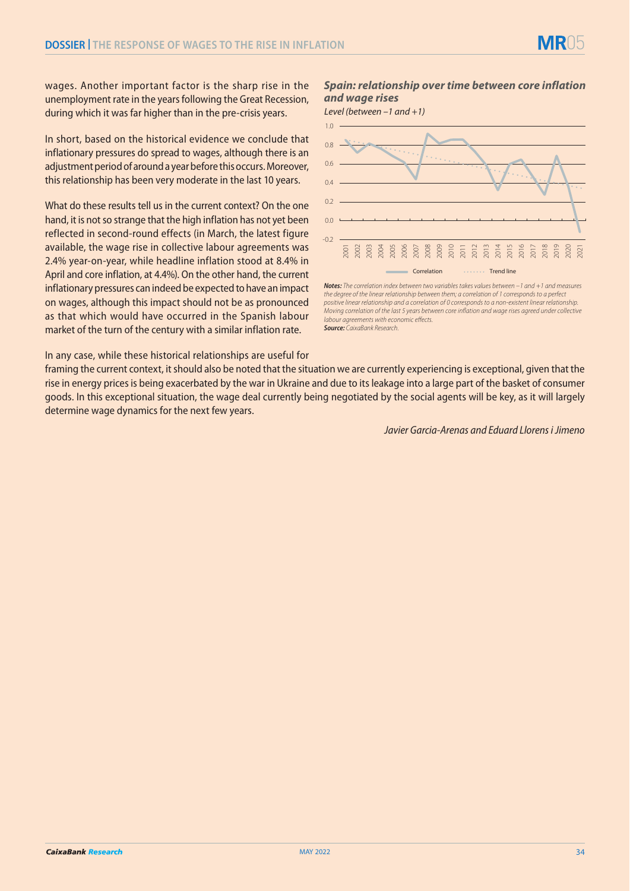wages. Another important factor is the sharp rise in the unemployment rate in the years following the Great Recession, during which it was far higher than in the pre-crisis years.

In short, based on the historical evidence we conclude that inflationary pressures do spread to wages, although there is an adjustment period of around a year before this occurs. Moreover, this relationship has been very moderate in the last 10 years.

What do these results tell us in the current context? On the one hand, it is not so strange that the high inflation has not yet been reflected in second-round effects (in March, the latest figure available, the wage rise in collective labour agreements was 2.4% year-on-year, while headline inflation stood at 8.4% in April and core inflation, at 4.4%). On the other hand, the current inflationary pressures can indeed be expected to have an impact on wages, although this impact should not be as pronounced as that which would have occurred in the Spanish labour market of the turn of the century with a similar inflation rate.

***Spain: relationship over time between core inflation and wage rises***

*Level (between –1 and +1)*

1.0
0.8
0.6
0.4
0.2
0.0
-0.2

2001 2002 2003 2004 2005 2006 2007 2008 2009 2010 2011 2012 2013 2014 2015 2016 2017 2018 2019 2020 2021

Correlation
Trend line

***Notes:*** *The correlation index between two variables takes values between –1 and +1 and measures the degree of the linear relationship between them; a correlation of 1 corresponds to a perfect positive linear relationship and a correlation of 0 corresponds to a non-existent linear relationship. Moving correlation of the last 5 years between core inflation and wage rises agreed under collective labour agreements with economic effects.*

***Source:*** *CaixaBank Research.*

In any case, while these historical relationships are useful for framing the current context, it should also be noted that the situation we are currently experiencing is exceptional, given that the rise in energy prices is being exacerbated by the war in Ukraine and due to its leakage into a large part of the basket of consumer goods. In this exceptional situation, the wage deal currently being negotiated by the social agents will be key, as it will largely determine wage dynamics for the next few years.

*Javier Garcia-Arenas and Eduard Llorens i Jimeno*